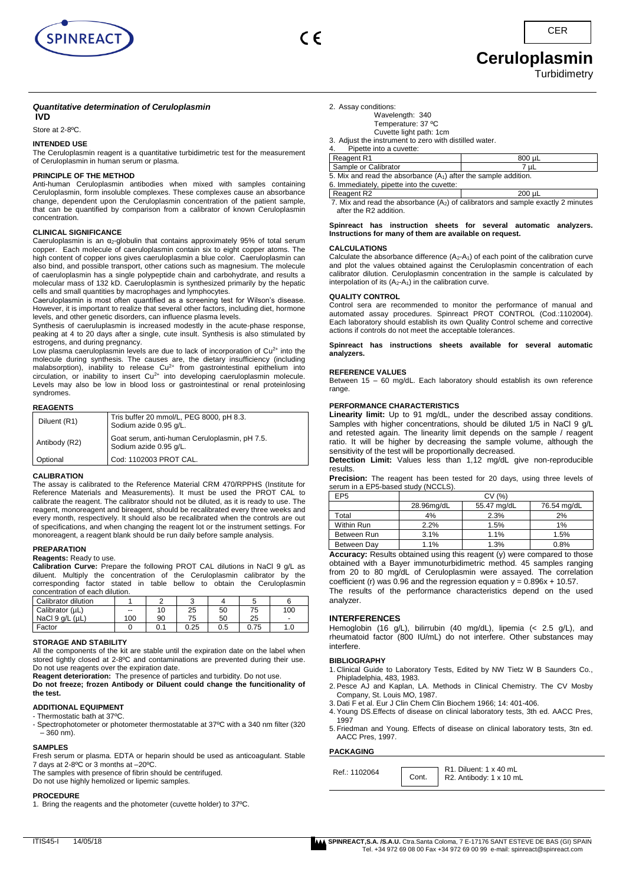CER

# Ceruloplasmin

Turbidimetry

***Quantitative determination of Ceruloplasmin***
**IVD**

Store at 2-8ºC.

### INTENDED USE

The Ceruloplasmin reagent is a quantitative turbidimetric test for the measurement of Ceruloplasmin in human serum or plasma.

### PRINCIPLE OF THE METHOD

Anti-human Ceruloplasmin antibodies when mixed with samples containing Ceruloplasmin, form insoluble complexes. These complexes cause an absorbance change, dependent upon the Ceruloplasmin concentration of the patient sample, that can be quantified by comparison from a calibrator of known Ceruloplasmin concentration.

### CLINICAL SIGNIFICANCE

Caeruloplasmin is an $\alpha_2$-globulin that contains approximately 95% of total serum copper. Each molecule of caeruloplasmin contain six to eight copper atoms. The high content of copper ions gives caeruloplasmin a blue color. Caeruloplasmin can also bind, and possible transport, other cations such as magnesium. The molecule of caeruloplasmin has a single polypeptide chain and carbohydrate, and results a molecular mass of 132 kD. Caeruloplasmin is synthesized primarily by the hepatic cells and small quantities by macrophages and lymphocytes.

Caeruloplasmin is most often quantified as a screening test for Wilson's disease. However, it is important to realize that several other factors, including diet, hormone levels, and other genetic disorders, can influence plasma levels.

Synthesis of caeruluplasmin is increased modestly in the acute-phase response, peaking at 4 to 20 days after a single, cute insult. Synthesis is also stimulated by estrogens, and during pregnancy.

Low plasma caeruloplasmin levels are due to lack of incorporation of $Cu^{2+}$ into the molecule during synthesis. The causes are, the dietary insufficiency (including malabsorption), inability to release $Cu^{2+}$ from gastrointestinal epithelium into circulation, or inability to insert $Cu^{2+}$ into developing caeruloplasmin molecule. Levels may also be low in blood loss or gastrointestinal or renal proteinlosing syndromes.

### REAGENTS

| | |
|---|---|
| Diluent (R1) | Tris buffer 20 mmol/L, PEG 8000, pH 8.3. Sodium azide 0.95 g/L. |
| Antibody (R2) | Goat serum, anti-human Ceruloplasmin, pH 7.5. Sodium azide 0.95 g/L. |
| Optional | Cod: 1102003 PROT CAL. |

### CALIBRATION

The assay is calibrated to the Reference Material CRM 470/RPPHS (Institute for Reference Materials and Measurements). It must be used the PROT CAL to calibrate the reagent. The calibrator should not be diluted, as it is ready to use. The reagent, monoreagent and bireagent, should be recalibrated every three weeks and every month, respectively. It should also be recalibrated when the controls are out of specifications, and when changing the reagent lot or the instrument settings. For monoreagent, a reagent blank should be run daily before sample analysis.

### PREPARATION

**Reagents:** Ready to use.

**Calibration Curve:** Prepare the following PROT CAL dilutions in NaCl 9 g/L as diluent. Multiply the concentration of the Ceruloplasmin calibrator by the corresponding factor stated in table bellow to obtain the Ceruloplasmin concentration of each dilution.

| Calibrator dilution | 1 | 2 | 3 | 4 | 5 | 6 |
|---|---|---|---|---|---|---|
| Calibrator (µL) | -- | 10 | 25 | 50 | 75 | 100 |
| NaCl 9 g/L (µL) | 100 | 90 | 75 | 50 | 25 | - |
| Factor | 0 | 0.1 | 0.25 | 0.5 | 0.75 | 1.0 |

### STORAGE AND STABILITY

All the components of the kit are stable until the expiration date on the label when stored tightly closed at 2-8ºC and contaminations are prevented during their use. Do not use reagents over the expiration date.

**Reagent deterioration:** The presence of particles and turbidity. Do not use.

**Do not freeze; frozen Antibody or Diluent could change the funcitionality of the test.**

### ADDITIONAL EQUIPMENT

- Thermostatic bath at 37ºC.
- Spectrophotometer or photometer thermostatable at 37ºC with a 340 nm filter (320 – 360 nm).

### SAMPLES

Fresh serum or plasma. EDTA or heparin should be used as anticoagulant. Stable 7 days at 2-8ºC or 3 months at –20ºC.

The samples with presence of fibrin should be centrifuged.

Do not use highly hemolized or lipemic samples.

### PROCEDURE

1. Bring the reagents and the photometer (cuvette holder) to 37ºC.
2. Assay conditions:
   Wavelength: 340
   Temperature: 37 ºC
   Cuvette light path: 1cm
3. Adjust the instrument to zero with distilled water.
4. Pipette into a cuvette:

| | |
|---|---|
| Reagent R1 | 800 µL |
| Sample or Calibrator | 7 µL |

5. Mix and read the absorbance ($A_1$) after the sample addition.
6. Immediately, pipette into the cuvette:

| | |
|---|---|
| Reagent R2 | 200 µL |

7. Mix and read the absorbance ($A_2$) of calibrators and sample exactly 2 minutes after the R2 addition.

**Spinreact has instruction sheets for several automatic analyzers. Instructions for many of them are available on request.**

### CALCULATIONS

Calculate the absorbance difference ($A_2$-$A_1$) of each point of the calibration curve and plot the values obtained against the Ceruloplasmin concentration of each calibrator dilution. Ceruloplasmin concentration in the sample is calculated by interpolation of its ($A_2$-$A_1$) in the calibration curve.

### QUALITY CONTROL

Control sera are recommended to monitor the performance of manual and automated assay procedures. Spinreact PROT CONTROL (Cod.:1102004). Each laboratory should establish its own Quality Control scheme and corrective actions if controls do not meet the acceptable tolerances.

**Spinreact has instructions sheets available for several automatic analyzers.**

### REFERENCE VALUES

Between 15 – 60 mg/dL. Each laboratory should establish its own reference range.

### PERFORMANCE CHARACTERISTICS

**Linearity limit:** Up to 91 mg/dL, under the described assay conditions. Samples with higher concentrations, should be diluted 1/5 in NaCl 9 g/L and retested again. The linearity limit depends on the sample / reagent ratio. It will be higher by decreasing the sample volume, although the sensitivity of the test will be proportionally decreased.

**Detection Limit:** Values less than 1,12 mg/dL give non-reproducible results.

**Precision:** The reagent has been tested for 20 days, using three levels of serum in a EP5-based study (NCCLS).

| EP5 | CV (%) | | |
|---|---|---|---|
| | 28.96mg/dL | 55.47 mg/dL | 76.54 mg/dL |
| Total | 4% | 2.3% | 2% |
| Within Run | 2.2% | 1.5% | 1% |
| Between Run | 3.1% | 1.1% | 1.5% |
| Between Day | 1.1% | 1.3% | 0.8% |

**Accuracy:** Results obtained using this reagent (y) were compared to those obtained with a Bayer immunoturbidimetric method. 45 samples ranging from 20 to 80 mg/dL of Ceruloplasmin were assayed. The correlation coefficient (r) was 0.96 and the regression equation $y = 0.896x + 10.57$.

The results of the performance characteristics depend on the used analyzer.

### INTERFERENCES

Hemoglobin (16 g/L), bilirrubin (40 mg/dL), lipemia (< 2.5 g/L), and rheumatoid factor (800 IU/mL) do not interfere. Other substances may interfere.

### BIBLIOGRAPHY

1. Clinical Guide to Laboratory Tests, Edited by NW Tietz W B Saunders Co., Phipladelphia, 483, 1983.
2. Pesce AJ and Kaplan, LA. Methods in Clinical Chemistry. The CV Mosby Company, St. Louis MO, 1987.
3. Dati F et al. Eur J Clin Chem Clin Biochem 1966; 14: 401-406.
4. Young DS.Effects of disease on clinical laboratory tests, 3th ed. AACC Pres, 1997
5. Friedman and Young. Effects of disease on clinical laboratory tests, 3tn ed. AACC Pres, 1997.

### PACKAGING

| | | |
|---|---|---|
| Ref.: 1102064 | Cont. | R1. Diluent: 1 x 40 mL<br>R2. Antibody: 1 x 10 mL |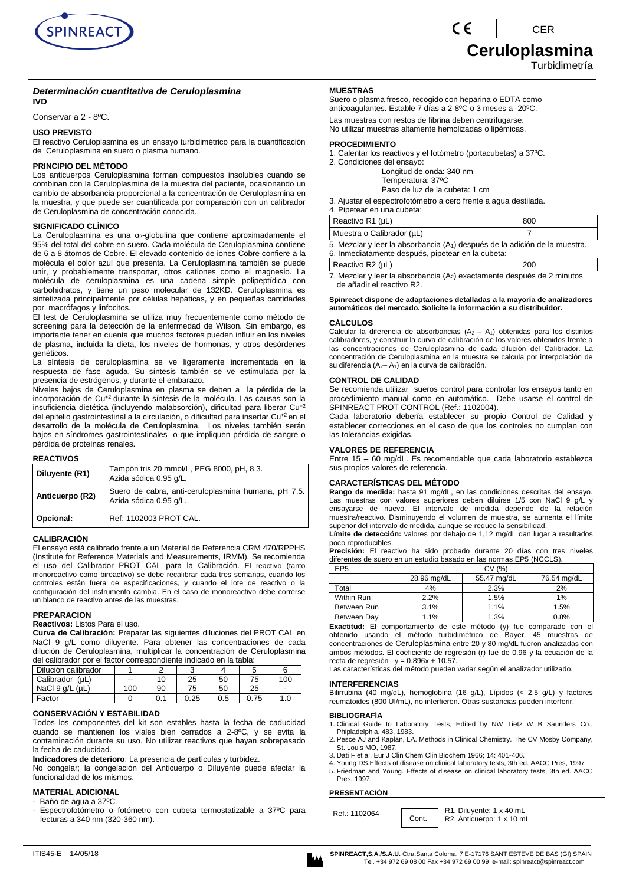# Ceruloplasmina

Turbidimetría

CER

### *Determinación cuantitativa de Ceruloplasmina*

**IVD**

Conservar a 2 - 8ºC.

### USO PREVISTO

El reactivo Ceruloplasmina es un ensayo turbidimétrico para la cuantificación de Ceruloplasmina en suero o plasma humano.

### PRINCIPIO DEL MÉTODO

Los anticuerpos Ceruloplasmina forman compuestos insolubles cuando se combinan con la Ceruloplasmina de la muestra del paciente, ocasionando un cambio de absorbancia proporcional a la concentración de Ceruloplasmina en la muestra, y que puede ser cuantificada por comparación con un calibrador de Ceruloplasmina de concentración conocida.

### SIGNIFICADO CLÍNICO

La Ceruloplasmina es una $\alpha_2$-globulina que contiene aproximadamente el 95% del total del cobre en suero. Cada molécula de Ceruloplasmina contiene de 6 a 8 átomos de Cobre. El elevado contenido de iones Cobre confiere a la molécula el color azul que presenta. La Ceruloplasmina también se puede unir, y probablemente transportar, otros cationes como el magnesio. La molécula de ceruloplasmina es una cadena simple polipeptídica con carbohidratos, y tiene un peso molecular de 132KD. Ceruloplasmina es sintetizada principalmente por células hepáticas, y en pequeñas cantidades por macrófagos y linfocitos.

El test de Ceruloplasmina se utiliza muy frecuentemente como método de screening para la detección de la enfermedad de Wilson. Sin embargo, es importante tener en cuenta que muchos factores pueden influir en los niveles de plasma, incluida la dieta, los niveles de hormonas, y otros desórdenes genéticos.

La síntesis de ceruloplasmina se ve ligeramente incrementada en la respuesta de fase aguda. Su síntesis también se ve estimulada por la presencia de estrógenos, y durante el embarazo.

Niveles bajos de Ceruloplasmina en plasma se deben a la pérdida de la incorporación de $Cu^{+2}$ durante la síntesis de la molécula. Las causas son la insuficiencia dietética (incluyendo malabsorción), dificultad para liberar $Cu^{+2}$ del epitelio gastrointestinal a la circulación, o dificultad para insertar $Cu^{+2}$ en el desarrollo de la molécula de Ceruloplasmina. Los niveles también serán bajos en síndromes gastrointestinales o que impliquen pérdida de sangre o pérdida de proteínas renales.

### REACTIVOS

| | |
|---|---|
| **Diluyente (R1)** | Tampón tris 20 mmol/L, PEG 8000, pH, 8.3. Azida sódica 0.95 g/L. |
| **Anticuerpo (R2)** | Suero de cabra, anti-ceruloplasmina humana, pH 7.5. Azida sódica 0.95 g/L. |
| **Opcional:** | Ref: 1102003 PROT CAL. |

### CALIBRACIÓN

El ensayo está calibrado frente a un Material de Referencia CRM 470/RPPHS (Institute for Reference Materials and Measurements, IRMM). Se recomienda el uso del Calibrador PROT CAL para la Calibración. El reactivo (tanto monoreactivo como bireactivo) se debe recalibrar cada tres semanas, cuando los controles están fuera de especificaciones, y cuando el lote de reactivo o la configuración del instrumento cambia. En el caso de monoreactivo debe correrse un blanco de reactivo antes de las muestras.

### PREPARACION

**Reactivos:** Listos Para el uso.

**Curva de Calibración:** Preparar las siguientes diluciones del PROT CAL en NaCl 9 g/L como diluyente. Para obtener las concentraciones de cada dilución de Ceruloplasmina, multiplicar la concentración de Ceruloplasmina del calibrador por el factor correspondiente indicado en la tabla:

| Dilución calibrador | 1 | 2 | 3 | 4 | 5 | 6 |
|---|---|---|---|---|---|---|
| Calibrador (µL) | -- | 10 | 25 | 50 | 75 | 100 |
| NaCl 9 g/L (µL) | 100 | 90 | 75 | 50 | 25 | - |
| Factor | 0 | 0.1 | 0.25 | 0.5 | 0.75 | 1.0 |

### CONSERVACIÓN Y ESTABILIDAD

Todos los componentes del kit son estables hasta la fecha de caducidad cuando se mantienen los viales bien cerrados a 2-8ºC, y se evita la contaminación durante su uso. No utilizar reactivos que hayan sobrepasado la fecha de caducidad.

**Indicadores de deterioro**: La presencia de partículas y turbidez.

No congelar; la congelación del Anticuerpo o Diluyente puede afectar la funcionalidad de los mismos.

### MATERIAL ADICIONAL

- Baño de agua a 37ºC.
- Espectrofotómetro o fotómetro con cubeta termostatizable a 37ºC para lecturas a 340 nm (320-360 nm).

### MUESTRAS

Suero o plasma fresco, recogido con heparina o EDTA como anticoagulantes. Estable 7 días a 2-8ºC o 3 meses a -20ºC.

Las muestras con restos de fibrina deben centrifugarse.
No utilizar muestras altamente hemolizadas o lipémicas.

### PROCEDIMIENTO

1. Calentar los reactivos y el fotómetro (portacubetas) a 37ºC.
2. Condiciones del ensayo:
   Longitud de onda: 340 nm
   Temperatura: 37ºC
   Paso de luz de la cubeta: 1 cm
3. Ajustar el espectrofotómetro a cero frente a agua destilada.
4. Pipetear en una cubeta:

| | |
|---|---|
| Reactivo R1 (µL) | 800 |
| Muestra o Calibrador (µL) | 7 |

5. Mezclar y leer la absorbancia ($A_1$) después de la adición de la muestra.
6. Inmediatamente después, pipetear en la cubeta:

| | |
|---|---|
| Reactivo R2 (µL) | 200 |

7. Mezclar y leer la absorbancia ($A_2$) exactamente después de 2 minutos de añadir el reactivo R2.

**Spinreact dispone de adaptaciones detalladas a la mayoría de analizadores automáticos del mercado. Solicite la información a su distribuidor.**

### CÁLCULOS

Calcular la diferencia de absorbancias ($A_2 - A_1$) obtenidas para los distintos calibradores, y construir la curva de calibración de los valores obtenidos frente a las concentraciones de Ceruloplasmina de cada dilución del Calibrador. La concentración de Ceruloplasmina en la muestra se calcula por interpolación de su diferencia ($A_2 - A_1$) en la curva de calibración.

### CONTROL DE CALIDAD

Se recomienda utilizar sueros control para controlar los ensayos tanto en procedimiento manual como en automático. Debe usarse el control de SPINREACT PROT CONTROL (Ref.: 1102004).

Cada laboratorio debería establecer su propio Control de Calidad y establecer correcciones en el caso de que los controles no cumplan con las tolerancias exigidas.

### VALORES DE REFERENCIA

Entre 15 – 60 mg/dL. Es recomendable que cada laboratorio establezca sus propios valores de referencia.

### CARACTERÍSTICAS DEL MÉTODO

**Rango de medida:** hasta 91 mg/dL, en las condiciones descritas del ensayo. Las muestras con valores superiores deben diluirse 1/5 con NaCl 9 g/L y ensayarse de nuevo. El intervalo de medida depende de la relación muestra/reactivo. Disminuyendo el volumen de muestra, se aumenta el límite superior del intervalo de medida, aunque se reduce la sensibilidad.

**Límite de detección:** valores por debajo de 1,12 mg/dL dan lugar a resultados poco reproducibles.

**Precisión:** El reactivo ha sido probado durante 20 días con tres niveles diferentes de suero en un estudio basado en las normas EP5 (NCCLS).

| EP5 | CV (%) | | |
|---|---|---|---|
| | 28.96 mg/dL | 55.47 mg/dL | 76.54 mg/dL |
| Total | 4% | 2.3% | 2% |
| Within Run | 2.2% | 1.5% | 1% |
| Between Run | 3.1% | 1.1% | 1.5% |
| Between Day | 1.1% | 1.3% | 0.8% |

**Exactitud:** El comportamiento de este método (y) fue comparado con el obtenido usando el método turbidimétrico de Bayer. 45 muestras de concentraciones de Ceruloplasmina entre 20 y 80 mg/dL fueron analizadas con ambos métodos. El coeficiente de regresión (r) fue de 0.96 y la ecuación de la recta de regresión $y = 0.896x + 10.57$.

Las características del método pueden variar según el analizador utilizado.

### INTERFERENCIAS

Bilirrubina (40 mg/dL), hemoglobina (16 g/L), Lípidos (< 2.5 g/L) y factores reumatoides (800 UI/mL), no interfieren. Otras sustancias pueden interferir.

### BIBLIOGRAFÍA

1. Clinical Guide to Laboratory Tests, Edited by NW Tietz W B Saunders Co., Phipladelphia, 483, 1983.
2. Pesce AJ and Kaplan, LA. Methods in Clinical Chemistry. The CV Mosby Company, St. Louis MO, 1987.
3. Dati F et al. Eur J Clin Chem Clin Biochem 1966; 14: 401-406.
4. Young DS.Effects of disease on clinical laboratory tests, 3th ed. AACC Pres, 1997
5. Friedman and Young. Effects of disease on clinical laboratory tests, 3tn ed. AACC Pres, 1997.

### PRESENTACIÓN

| | | |
|---|---|---|
| Ref.: 1102064 | Cont. | R1. Diluyente: 1 x 40 mL<br>R2. Anticuerpo: 1 x 10 mL |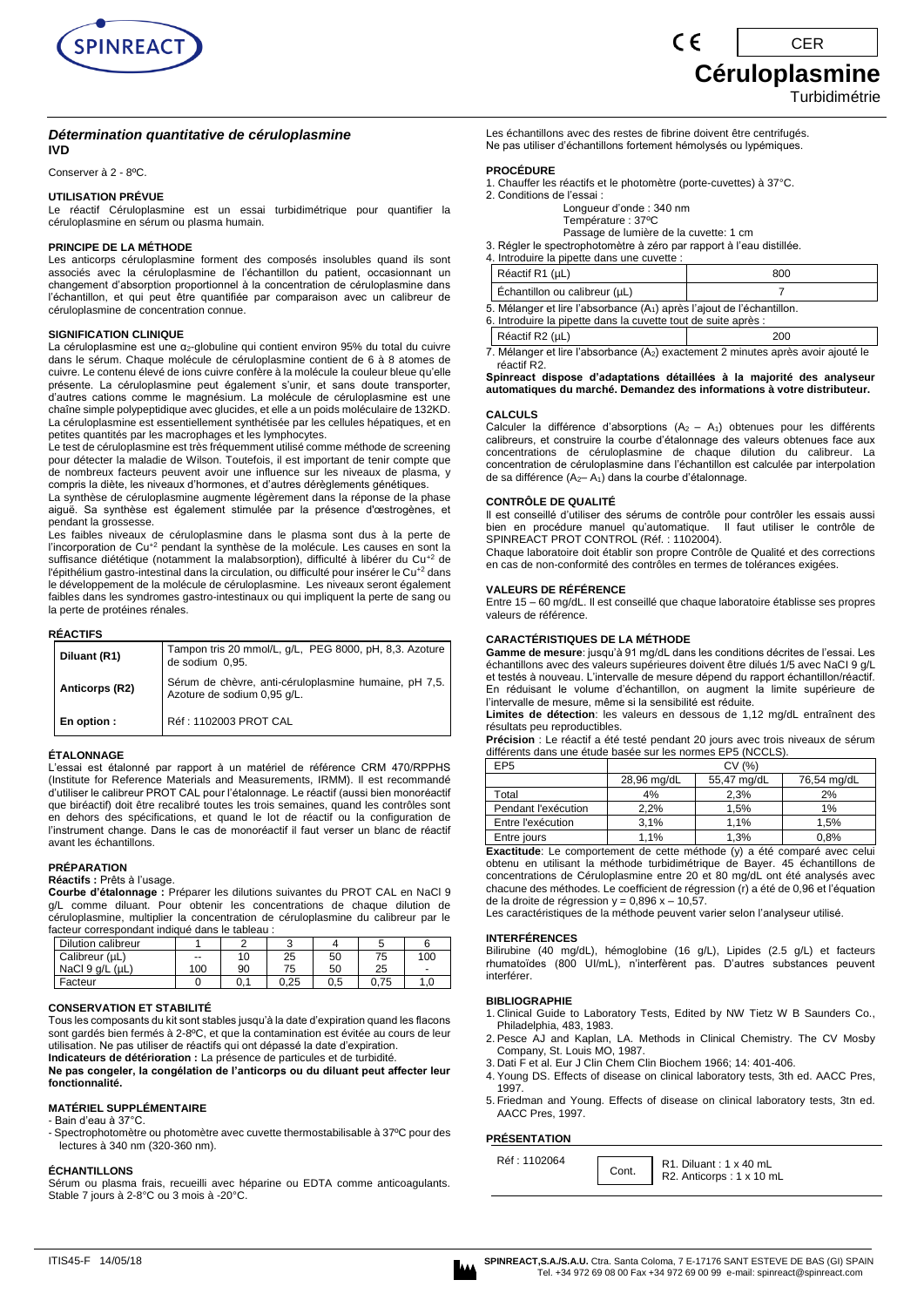# Céruloplasmine

CER

Turbidimétrie

### *Détermination quantitative de céruloplasmine*

**IVD**

Conserver à 2 - 8ºC.

#### UTILISATION PRÉVUE

Le réactif Céruloplasmine est un essai turbidimétrique pour quantifier la céruloplasmine en sérum ou plasma humain.

#### PRINCIPE DE LA MÉTHODE

Les anticorps céruloplasmine forment des composés insolubles quand ils sont associés avec la céruloplasmine de l'échantillon du patient, occasionnant un changement d'absorption proportionnel à la concentration de céruloplasmine dans l'échantillon, et qui peut être quantifiée par comparaison avec un calibreur de céruloplasmine de concentration connue.

#### SIGNIFICATION CLINIQUE

La céruloplasmine est une $\alpha_2$-globuline qui contient environ 95% du total du cuivre dans le sérum. Chaque molécule de céruloplasmine contient de 6 à 8 atomes de cuivre. Le contenu élevé de ions cuivre confère à la molécule la couleur bleue qu'elle présente. La céruloplasmine peut également s'unir, et sans doute transporter, d'autres cations comme le magnésium. La molécule de céruloplasmine est une chaîne simple polypeptidique avec glucides, et elle a un poids moléculaire de 132KD. La céruloplasmine est essentiellement synthétisée par les cellules hépatiques, et en petites quantités par les macrophages et les lymphocytes.

Le test de céruloplasmine est très fréquemment utilisé comme méthode de screening pour détecter la maladie de Wilson. Toutefois, il est important de tenir compte que de nombreux facteurs peuvent avoir une influence sur les niveaux de plasma, y compris la diète, les niveaux d'hormones, et d'autres dérèglements génétiques.

La synthèse de céruloplasmine augmente légèrement dans la réponse de la phase aiguë. Sa synthèse est également stimulée par la présence d'œstrogènes, et pendant la grossesse.

Les faibles niveaux de céruloplasmine dans le plasma sont dus à la perte de l'incorporation de $Cu^{+2}$ pendant la synthèse de la molécule. Les causes en sont la suffisance diététique (notamment la malabsorption), difficulté à libérer du $Cu^{+2}$ de l'épithélium gastro-intestinal dans la circulation, ou difficulté pour insérer le $Cu^{+2}$ dans le développement de la molécule de céruloplasmine. Les niveaux seront également faibles dans les syndromes gastro-intestinaux ou qui impliquent la perte de sang ou la perte de protéines rénales.

#### RÉACTIFS

| | |
|---|---|
| **Diluant (R1)** | Tampon tris 20 mmol/L, g/L, PEG 8000, pH, 8,3. Azoture de sodium 0,95. |
| **Anticorps (R2)** | Sérum de chèvre, anti-céruloplasmine humaine, pH 7,5. Azoture de sodium 0,95 g/L. |
| **En option :** | Réf : 1102003 PROT CAL |

#### ÉTALONNAGE

L'essai est étalonné par rapport à un matériel de référence CRM 470/RPPHS (Institute for Reference Materials and Measurements, IRMM). Il est recommandé d'utiliser le calibreur PROT CAL pour l'étalonnage. Le réactif (aussi bien monoréactif que biréactif) doit être recalibré toutes les trois semaines, quand les contrôles sont en dehors des spécifications, et quand le lot de réactif ou la configuration de l'instrument change. Dans le cas de monoréactif il faut verser un blanc de réactif avant les échantillons.

#### PRÉPARATION

**Réactifs :** Prêts à l'usage.

**Courbe d'étalonnage :** Préparer les dilutions suivantes du PROT CAL en NaCl 9 g/L comme diluant. Pour obtenir les concentrations de chaque dilution de céruloplasmine, multiplier la concentration de céruloplasmine du calibreur par le facteur correspondant indiqué dans le tableau :

| Dilution calibreur | 1 | 2 | 3 | 4 | 5 | 6 |
|---|---|---|---|---|---|---|
| Calibreur (µL) | -- | 10 | 25 | 50 | 75 | 100 |
| NaCl 9 g/L (µL) | 100 | 90 | 75 | 50 | 25 | - |
| Facteur | 0 | 0,1 | 0,25 | 0,5 | 0,75 | 1,0 |

#### CONSERVATION ET STABILITÉ

Tous les composants du kit sont stables jusqu'à la date d'expiration quand les flacons sont gardés bien fermés à 2-8ºC, et que la contamination est évitée au cours de leur utilisation. Ne pas utiliser de réactifs qui ont dépassé la date d'expiration.

**Indicateurs de détérioration :** La présence de particules et de turbidité.

**Ne pas congeler, la congélation de l'anticorps ou du diluant peut affecter leur fonctionnalité.**

#### MATÉRIEL SUPPLÉMENTAIRE

- Bain d'eau à 37°C.
- Spectrophotomètre ou photomètre avec cuvette thermostabilisable à 37ºC pour des lectures à 340 nm (320-360 nm).

#### ÉCHANTILLONS

Sérum ou plasma frais, recueilli avec héparine ou EDTA comme anticoagulants. Stable 7 jours à 2-8°C ou 3 mois à -20°C.

Les échantillons avec des restes de fibrine doivent être centrifugés.
Ne pas utiliser d'échantillons fortement hémolysés ou lypémiques.

#### PROCÉDURE

1. Chauffer les réactifs et le photomètre (porte-cuvettes) à 37°C.
2. Conditions de l'essai :
   Longueur d'onde : 340 nm
   Température : 37ºC
   Passage de lumière de la cuvette: 1 cm
3. Régler le spectrophotomètre à zéro par rapport à l'eau distillée.
4. Introduire la pipette dans une cuvette :

| | |
|---|---|
| Réactif R1 (µL) | 800 |
| Échantillon ou calibreur (µL) | 7 |

5. Mélanger et lire l'absorbance ($A_1$) après l'ajout de l'échantillon.
6. Introduire la pipette dans la cuvette tout de suite après :

| | |
|---|---|
| Réactif R2 (µL) | 200 |

7. Mélanger et lire l'absorbance ($A_2$) exactement 2 minutes après avoir ajouté le réactif R2.

**Spinreact dispose d'adaptations détaillées à la majorité des analyseur automatiques du marché. Demandez des informations à votre distributeur.**

#### CALCULS

Calculer la différence d'absorptions ($A_2$ – $A_1$) obtenues pour les différents calibreurs, et construire la courbe d'étalonnage des valeurs obtenues face aux concentrations de céruloplasmine de chaque dilution du calibreur. La concentration de céruloplasmine dans l'échantillon est calculée par interpolation de sa différence ($A_2$– $A_1$) dans la courbe d'étalonnage.

#### CONTRÔLE DE QUALITÉ

Il est conseillé d'utiliser des sérums de contrôle pour contrôler les essais aussi bien en procédure manuel qu'automatique. Il faut utiliser le contrôle de SPINREACT PROT CONTROL (Réf. : 1102004).

Chaque laboratoire doit établir son propre Contrôle de Qualité et des corrections en cas de non-conformité des contrôles en termes de tolérances exigées.

#### VALEURS DE RÉFÉRENCE

Entre 15 – 60 mg/dL. Il est conseillé que chaque laboratoire établisse ses propres valeurs de référence.

#### CARACTÉRISTIQUES DE LA MÉTHODE

**Gamme de mesure**: jusqu'à 91 mg/dL dans les conditions décrites de l'essai. Les échantillons avec des valeurs supérieures doivent être dilués 1/5 avec NaCl 9 g/L et testés à nouveau. L'intervalle de mesure dépend du rapport échantillon/réactif. En réduisant le volume d'échantillon, on augment la limite supérieure de l'intervalle de mesure, même si la sensibilité est réduite.

**Limites de détection**: les valeurs en dessous de 1,12 mg/dL entraînent des résultats peu reproductibles.

**Précision** : Le réactif a été testé pendant 20 jours avec trois niveaux de sérum différents dans une étude basée sur les normes EP5 (NCCLS).

| EP5 | CV (%) | | |
|---|---|---|---|
| | 28,96 mg/dL | 55,47 mg/dL | 76,54 mg/dL |
| Total | 4% | 2,3% | 2% |
| Pendant l'exécution | 2,2% | 1,5% | 1% |
| Entre l'exécution | 3,1% | 1,1% | 1,5% |
| Entre jours | 1,1% | 1,3% | 0,8% |

**Exactitude**: Le comportement de cette méthode (y) a été comparé avec celui obtenu en utilisant la méthode turbidimétrique de Bayer. 45 échantillons de concentrations de Céruloplasmine entre 20 et 80 mg/dL ont été analysés avec chacune des méthodes. Le coefficient de régression (r) a été de 0,96 et l'équation de la droite de régression y = 0,896 x – 10,57.

Les caractéristiques de la méthode peuvent varier selon l'analyseur utilisé.

#### INTERFÉRENCES

Bilirubine (40 mg/dL), hémoglobine (16 g/L), Lipides (2.5 g/L) et facteurs rhumatoïdes (800 UI/mL), n'interfèrent pas. D'autres substances peuvent interférer.

#### BIBLIOGRAPHIE

1. Clinical Guide to Laboratory Tests, Edited by NW Tietz W B Saunders Co., Philadelphia, 483, 1983.
2. Pesce AJ and Kaplan, LA. Methods in Clinical Chemistry. The CV Mosby Company, St. Louis MO, 1987.
3. Dati F et al. Eur J Clin Chem Clin Biochem 1966; 14: 401-406.
4. Young DS. Effects of disease on clinical laboratory tests, 3th ed. AACC Pres, 1997.
5. Friedman and Young. Effects of disease on clinical laboratory tests, 3tn ed. AACC Pres, 1997.

#### PRÉSENTATION

| | | |
|---|---|---|
| Réf : 1102064 | Cont. | R1. Diluant : 1 x 40 mL<br>R2. Anticorps : 1 x 10 mL |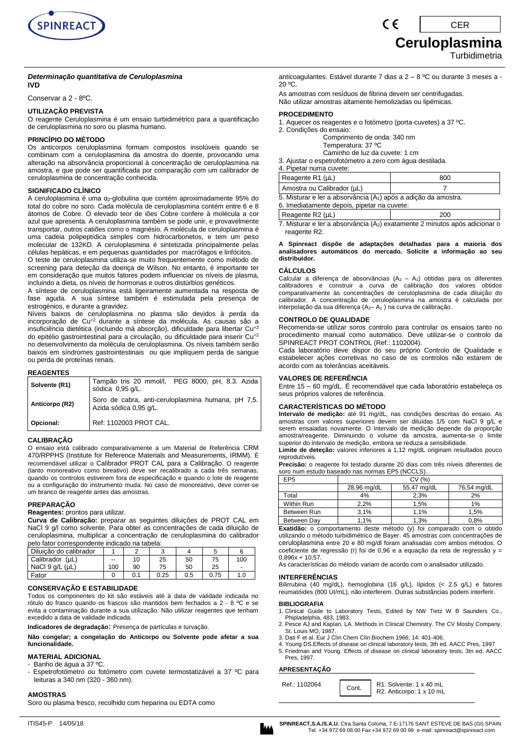# Ceruloplasmina

Turbidimetria

CER

***Determinação quantitativa de Ceruloplasmina***
**IVD**

Conservar a 2 - 8ºC.

## UTILIZAÇÃO PREVISTA

O reagente Ceruloplasmina é um ensaio turbidimétrico para a quantificação de ceruloplasmina no soro ou plasma humano.

## PRINCÍPIO DO MÉTODO

Os anticorpos ceruloplasmina formam compostos insolúveis quando se combinam com a ceruloplasmina da amostra do doente, provocando uma alteração na absorvância proporcional à concentração de ceruloplasmina na amostra, e que pode ser quantificada por comparação com um calibrador de ceruloplasmina de concentração conhecida.

## SIGNIFICADO CLÍNICO

A ceruloplasmina é uma $\alpha_2$-globulina que contém aproximadamente 95% do total do cobre no soro. Cada molécula de ceruloplasmina contém entre 6 e 8 átomos de Cobre. O elevado teor de iões Cobre confere à molécula a cor azul que apresenta. A ceruloplasmina também se pode unir, e provavelmente transportar, outros catiões como o magnésio. A molécula de ceruloplasmina é uma cadeia polipeptídica simples com hidrocarbonetos, e tem um peso molecular de 132KD. A ceruloplasmina é sintetizada principalmente pelas células hepáticas, e em pequenas quantidades por macrófagos e linfócitos.
O teste de ceruloplasmina utiliza-se muito frequentemente como método de screening para deteção da doença de Wilson. No entanto, é importante ter em consideração que muitos fatores podem influenciar os níveis de plasma, incluindo a dieta, os níveis de hormonas e outros distúrbios genéticos.
A síntese de ceruloplasmina está ligeiramente aumentada na resposta de fase aguda. A sua síntese também é estimulada pela presença de estrogénios, e durante a gravidez.
Níveis baixos de ceruloplasmina no plasma são devidos à perda da incorporação de $Cu^{+2}$ durante a síntese da molécula. As causas são a insuficiência dietética (incluindo má absorção), dificuldade para libertar $Cu^{+2}$ do epitélio gastrointestinal para a circulação, ou dificuldade para inserir $Cu^{+2}$ no desenvolvimento da molécula de ceruloplasmina. Os níveis também serão baixos em síndromes gastrointestinais ou que impliquem perda de sangue ou perda de proteínas renais.

## REAGENTES

| | |
|---|---|
| **Solvente (R1)** | Tampão tris 20 mmol/l, PEG 8000, pH, 8.3. Azida sódica 0,95 g/L. |
| **Anticorpo (R2)** | Soro de cabra, anti-ceruloplasmina humana, pH 7,5. Azida sódica 0,95 g/L. |
| **Opcional:** | Ref: 1102003 PROT CAL. |

## CALIBRAÇÃO

O ensaio está calibrado comparativamente a um Material de Referência CRM 470/RPPHS (Institute for Reference Materials and Measurements, IRMM). É recomendável utilizar o Calibrador PROT CAL para a Calibração. O reagente (tanto monoreativo como bireativo) deve ser recalibrado a cada três semanas, quando os controlos estiverem fora de especificação e quando o lote de reagente ou a configuração do instrumento muda. No caso de monoreativo, deve correr-se um branco de reagente antes das amostras.

## PREPARAÇÃO

**Reagentes:** prontos para utilizar.

**Curva de Calibração:** preparar as seguintes diluições de PROT CAL em NaCl 9 g/l como solvente. Para obter as concentrações de cada diluição de ceruloplasmina, multiplicar a concentração de ceruloplasmina do calibrador pelo fator correspondente indicado na tabela:

| Diluição do calibrador | 1 | 2 | 3 | 4 | 5 | 6 |
|---|---|---|---|---|---|---|
| Calibrador (µL) | -- | 10 | 25 | 50 | 75 | 100 |
| NaCl 9 g/L (µL) | 100 | 90 | 75 | 50 | 25 | - |
| Fator | 0 | 0.1 | 0.25 | 0.5 | 0.75 | 1.0 |

## CONSERVAÇÃO E ESTABILIDADE

Todos os componentes do kit são estáveis até à data de validade indicada no rótulo do frasco quando os frascos são mantidos bem fechados a 2 - 8 ºC e se evita a contaminação durante a sua utilização. Não utilizar reagentes que tenham excedido a data de validade indicada.

**Indicadores de degradação**: Presença de partículas e turvação.

**Não congelar; a congelação do Anticorpo ou Solvente pode afetar a sua funcionalidade.**

## MATERIAL ADICIONAL

- Banho de água a 37 ºC.
- Espetrofotómetro ou fotómetro com cuvete termostatizável a 37 ºC para leituras a 340 nm (320 - 360 nm).

## AMOSTRAS

Soro ou plasma fresco, recolhido com heparina ou EDTA como anticoagulantes. Estável durante 7 dias a 2 – 8 ºC ou durante 3 meses a -20 ºC.
As amostras com resíduos de fibrina devem ser centrifugadas.
Não utilizar amostras altamente hemolizadas ou lipémicas.

## PROCEDIMENTO

1. Aquecer os reagentes e o fotómetro (porta-cuvetes) a 37 ºC.
2. Condições do ensaio:
   Comprimento de onda: 340 nm
   Temperatura: 37 ºC
   Caminho de luz da cuvete: 1 cm
3. Ajustar o espetrofotómetro a zero com água destilada.
4. Pipetar numa cuvete:

| | |
|---|---|
| Reagente R1 (µL) | 800 |
| Amostra ou Calibrador (µL) | 7 |

5. Misturar e ler a absorvância ($A_1$) após a adição da amostra.
6. Imediatamente depois, pipetar na cuvete:

| | |
|---|---|
| Reagente R2 (µL) | 200 |

7. Misturar e ler a absorvância ($A_2$) exatamente 2 minutos após adicionar o reagente R2.

**A Spinreact dispõe de adaptações detalhadas para a maioria dos analisadores automáticos do mercado. Solicite a informação ao seu distribuidor.**

## CÁLCULOS

Calcular a diferença de absorvâncias ($A_2 – A_1$) obtidas para os diferentes calibradores e construir a curva de calibração dos valores obtidos comparativamente às concentrações de ceruloplasmina de cada diluição do calibrador. A concentração de ceruloplasmina na amostra é calculada por interpolação da sua diferença ($A_2 – A_1$) na curva de calibração.

## CONTROLO DE QUALIDADE

Recomenda-se utilizar soros controlo para controlar os ensaios tanto no procedimento manual como automático. Deve utilizar-se o controlo da SPINREACT PROT CONTROL (Ref.: 1102004).
Cada laboratório deve dispor do seu próprio Controlo de Qualidade e estabelecer ações corretivas no caso de os controlos não estarem de acordo com as tolerâncias aceitáveis.

## VALORES DE REFERÊNCIA

Entre 15 – 60 mg/dL. É recomendável que cada laboratório estabeleça os seus próprios valores de referência.

## CARACTERÍSTICAS DO MÉTODO

**Intervalo de medição:** até 91 mg/dL, nas condições descritas da ensaio. As amostras com valores superiores devem ser diluídas 1/5 com NaCl 9 g/L e serem ensaiadas novamente. O intervalo de medição depende da proporção amostra/reagente. Diminuindo o volume da amostra, aumenta-se o limite superior do intervalo de medição, embora se reduza a sensibilidade.

**Limite de deteção:** valores inferiores a 1,12 mg/dL originam resultados pouco reprodutíveis.

**Precisão:** o reagente foi testado durante 20 dias com três níveis diferentes de soro num estudo baseado nas normas EP5 (NCCLS).

| EP5 | CV (%) | | |
|---|---|---|---|
| | 28,96 mg/dL | 55,47 mg/dL | 76,54 mg/dL |
| Total | 4% | 2,3% | 2% |
| Within Run | 2,2% | 1,5% | 1% |
| Between Run | 3,1% | 1,1% | 1,5% |
| Between Day | 1,1% | 1,3% | 0,8% |

**Exatidão:** o comportamento deste método (y) foi comparado com o obtido utilizando o método turbidimétrico de Bayer. 45 amostras com concentrações de ceruloplasmina entre 20 e 80 mg/dl foram analisadas com ambos métodos. O coeficiente de regressão (r) foi de 0,96 e a equação da reta de regressão $y = 0,896x + 10,57$.
As características do método variam de acordo com o analisador utilizado.

## INTERFERÊNCIAS

Bilirrubina (40 mg/dL), hemoglobina (16 g/L), lípidos (< 2.5 g/L) e fatores reumatóides (800 UI/mL), não interferem. Outras substâncias podem interferir.

## BIBLIOGRAFIA

1. Clinical Guide to Laboratory Tests, Edited by NW Tietz W B Saunders Co., Phipladelphia, 483, 1983.
2. Pesce AJ and Kaplan, LA. Methods in Clinical Chemistry. The CV Mosby Company, St. Louis MO, 1987.
3. Dati F et al. Eur J Clin Chem Clin Biochem 1966; 14: 401-406.
4. Young DS.Effects of disease on clinical laboratory tests, 3th ed. AACC Pres, 1997
5. Friedman and Young. Effects of disease on clinical laboratory tests, 3tn ed. AACC Pres, 1997.

## APRESENTAÇÃO

| | | |
|---|---|---|
| Ref.: 1102064 | Cont. | R1. Solvente: 1 x 40 mL<br>R2. Anticorpo: 1 x 10 mL |

ITIS45-P 14/05/18

**SPINREACT,S.A./S.A.U.** Ctra.Santa Coloma, 7 E-17176 SANT ESTEVE DE BAS (GI) SPAIN
Tel. +34 972 69 08 00 Fax +34 972 69 00 99 e-mail: spinreact@spinreact.com